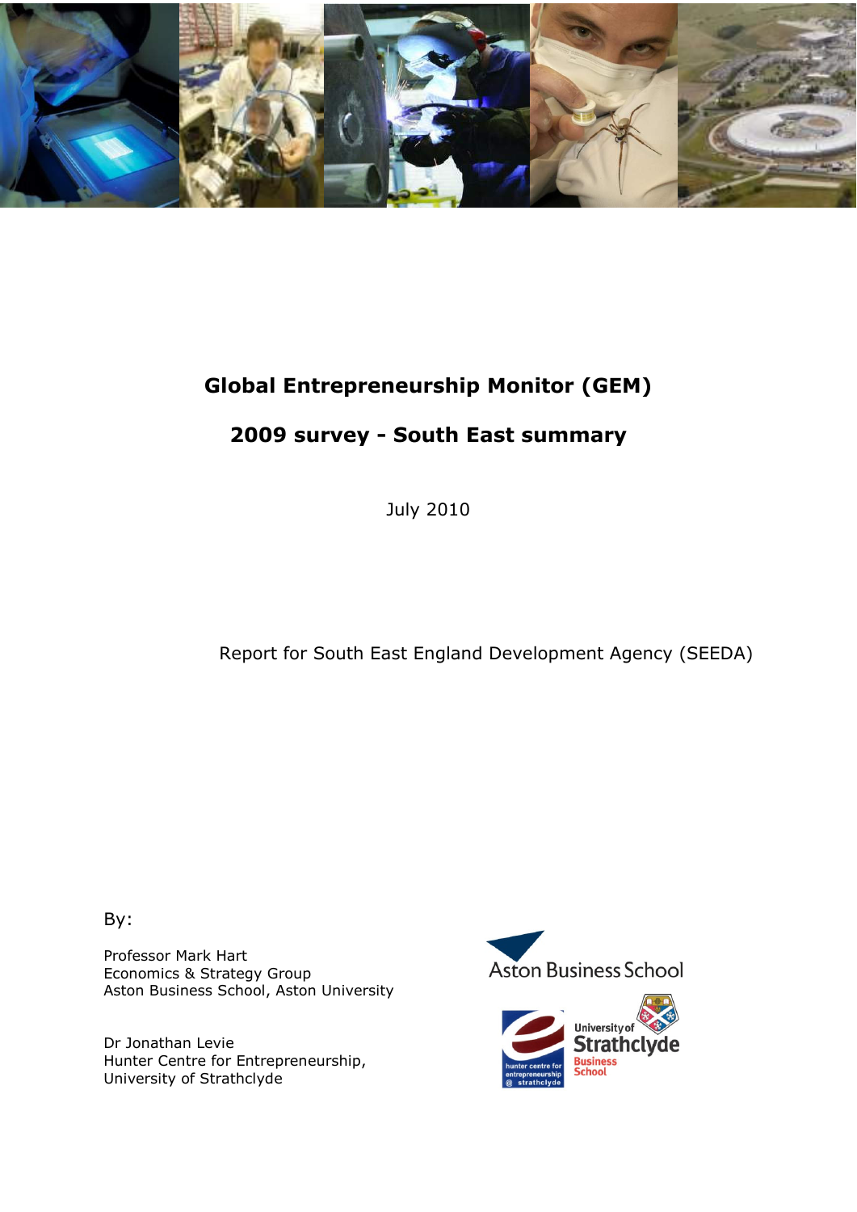# Global Entrepreneurship Monitor (GEM)

## 2009 survey - South East summary

July 2010

Report for South East England Development Agency (SEEDA)

By:

Professor Mark Hart
Economics & Strategy Group
Aston Business School, Aston University

Dr Jonathan Levie
Hunter Centre for Entrepreneurship,
University of Strathclyde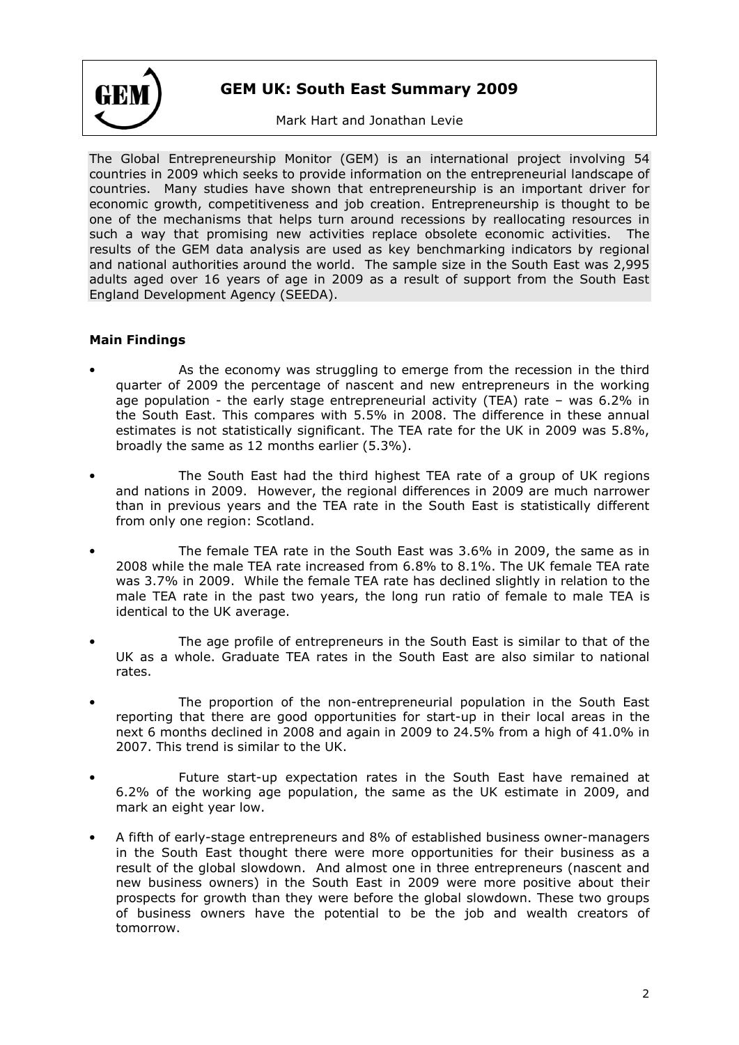# GEM UK: South East Summary 2009

Mark Hart and Jonathan Levie

The Global Entrepreneurship Monitor (GEM) is an international project involving 54 countries in 2009 which seeks to provide information on the entrepreneurial landscape of countries. Many studies have shown that entrepreneurship is an important driver for economic growth, competitiveness and job creation. Entrepreneurship is thought to be one of the mechanisms that helps turn around recessions by reallocating resources in such a way that promising new activities replace obsolete economic activities. The results of the GEM data analysis are used as key benchmarking indicators by regional and national authorities around the world. The sample size in the South East was 2,995 adults aged over 16 years of age in 2009 as a result of support from the South East England Development Agency (SEEDA).

## Main Findings

- As the economy was struggling to emerge from the recession in the third quarter of 2009 the percentage of nascent and new entrepreneurs in the working age population - the early stage entrepreneurial activity (TEA) rate – was 6.2% in the South East. This compares with 5.5% in 2008. The difference in these annual estimates is not statistically significant. The TEA rate for the UK in 2009 was 5.8%, broadly the same as 12 months earlier (5.3%).
- The South East had the third highest TEA rate of a group of UK regions and nations in 2009. However, the regional differences in 2009 are much narrower than in previous years and the TEA rate in the South East is statistically different from only one region: Scotland.
- The female TEA rate in the South East was 3.6% in 2009, the same as in 2008 while the male TEA rate increased from 6.8% to 8.1%. The UK female TEA rate was 3.7% in 2009. While the female TEA rate has declined slightly in relation to the male TEA rate in the past two years, the long run ratio of female to male TEA is identical to the UK average.
- The age profile of entrepreneurs in the South East is similar to that of the UK as a whole. Graduate TEA rates in the South East are also similar to national rates.
- The proportion of the non-entrepreneurial population in the South East reporting that there are good opportunities for start-up in their local areas in the next 6 months declined in 2008 and again in 2009 to 24.5% from a high of 41.0% in 2007. This trend is similar to the UK.
- Future start-up expectation rates in the South East have remained at 6.2% of the working age population, the same as the UK estimate in 2009, and mark an eight year low.
- A fifth of early-stage entrepreneurs and 8% of established business owner-managers in the South East thought there were more opportunities for their business as a result of the global slowdown. And almost one in three entrepreneurs (nascent and new business owners) in the South East in 2009 were more positive about their prospects for growth than they were before the global slowdown. These two groups of business owners have the potential to be the job and wealth creators of tomorrow.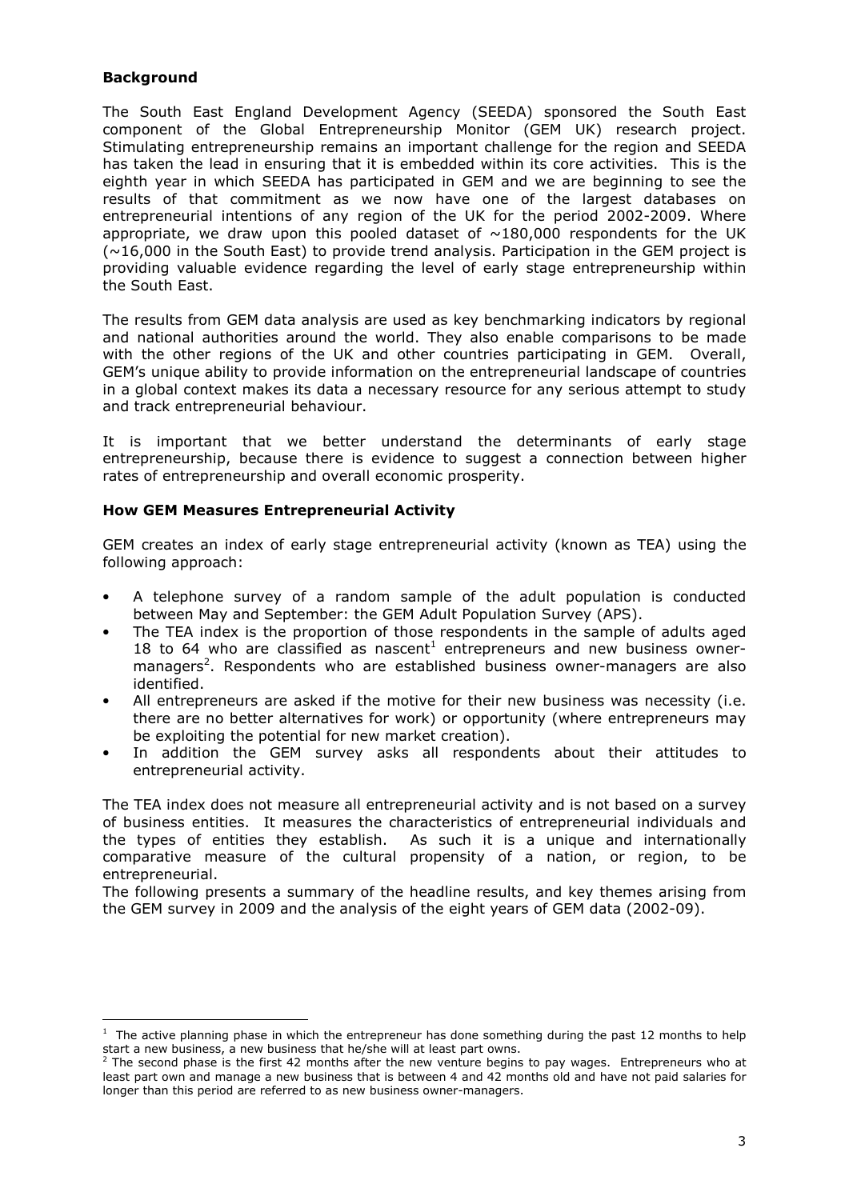## Background

The South East England Development Agency (SEEDA) sponsored the South East component of the Global Entrepreneurship Monitor (GEM UK) research project. Stimulating entrepreneurship remains an important challenge for the region and SEEDA has taken the lead in ensuring that it is embedded within its core activities. This is the eighth year in which SEEDA has participated in GEM and we are beginning to see the results of that commitment as we now have one of the largest databases on entrepreneurial intentions of any region of the UK for the period 2002-2009. Where appropriate, we draw upon this pooled dataset of ~180,000 respondents for the UK (~16,000 in the South East) to provide trend analysis. Participation in the GEM project is providing valuable evidence regarding the level of early stage entrepreneurship within the South East.

The results from GEM data analysis are used as key benchmarking indicators by regional and national authorities around the world. They also enable comparisons to be made with the other regions of the UK and other countries participating in GEM. Overall, GEM's unique ability to provide information on the entrepreneurial landscape of countries in a global context makes its data a necessary resource for any serious attempt to study and track entrepreneurial behaviour.

It is important that we better understand the determinants of early stage entrepreneurship, because there is evidence to suggest a connection between higher rates of entrepreneurship and overall economic prosperity.

## How GEM Measures Entrepreneurial Activity

GEM creates an index of early stage entrepreneurial activity (known as TEA) using the following approach:

- A telephone survey of a random sample of the adult population is conducted between May and September: the GEM Adult Population Survey (APS).
- The TEA index is the proportion of those respondents in the sample of adults aged 18 to 64 who are classified as nascent[1] entrepreneurs and new business owner-managers[2]. Respondents who are established business owner-managers are also identified.
- All entrepreneurs are asked if the motive for their new business was necessity (i.e. there are no better alternatives for work) or opportunity (where entrepreneurs may be exploiting the potential for new market creation).
- In addition the GEM survey asks all respondents about their attitudes to entrepreneurial activity.

The TEA index does not measure all entrepreneurial activity and is not based on a survey of business entities. It measures the characteristics of entrepreneurial individuals and the types of entities they establish. As such it is a unique and internationally comparative measure of the cultural propensity of a nation, or region, to be entrepreneurial.

The following presents a summary of the headline results, and key themes arising from the GEM survey in 2009 and the analysis of the eight years of GEM data (2002-09).

---

[1] The active planning phase in which the entrepreneur has done something during the past 12 months to help start a new business, a new business that he/she will at least part owns.

[2] The second phase is the first 42 months after the new venture begins to pay wages. Entrepreneurs who at least part own and manage a new business that is between 4 and 42 months old and have not paid salaries for longer than this period are referred to as new business owner-managers.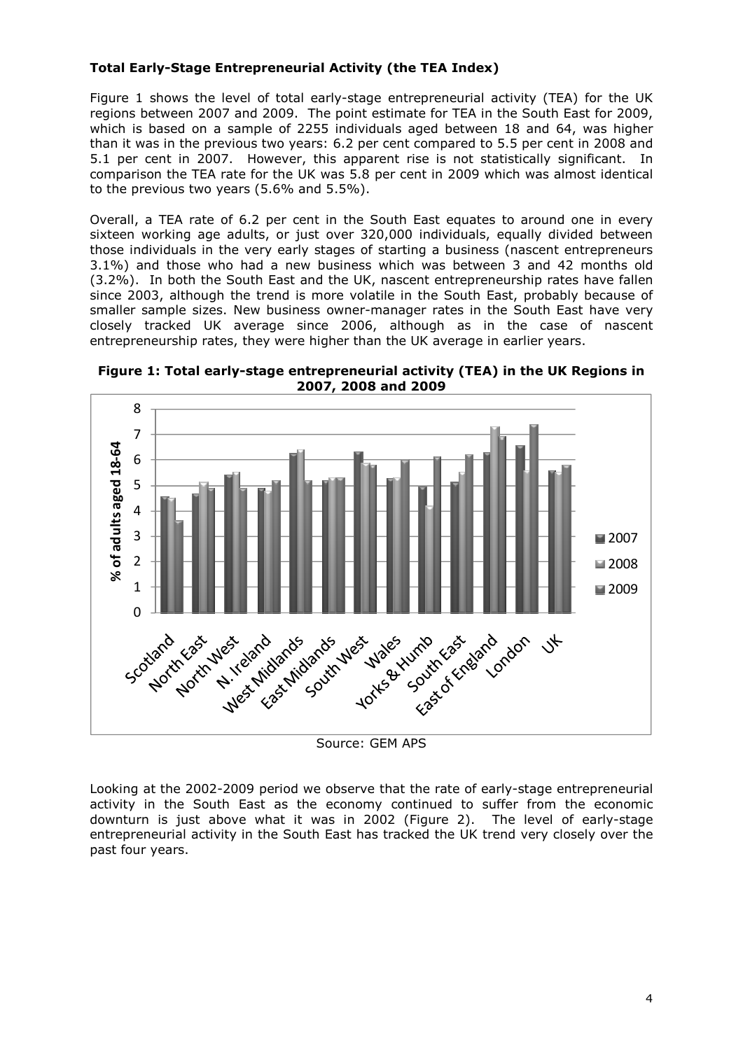**Total Early-Stage Entrepreneurial Activity (the TEA Index)**

Figure 1 shows the level of total early-stage entrepreneurial activity (TEA) for the UK regions between 2007 and 2009. The point estimate for TEA in the South East for 2009, which is based on a sample of 2255 individuals aged between 18 and 64, was higher than it was in the previous two years: 6.2 per cent compared to 5.5 per cent in 2008 and 5.1 per cent in 2007. However, this apparent rise is not statistically significant. In comparison the TEA rate for the UK was 5.8 per cent in 2009 which was almost identical to the previous two years (5.6% and 5.5%).

Overall, a TEA rate of 6.2 per cent in the South East equates to around one in every sixteen working age adults, or just over 320,000 individuals, equally divided between those individuals in the very early stages of starting a business (nascent entrepreneurs 3.1%) and those who had a new business which was between 3 and 42 months old (3.2%). In both the South East and the UK, nascent entrepreneurship rates have fallen since 2003, although the trend is more volatile in the South East, probably because of smaller sample sizes. New business owner-manager rates in the South East have very closely tracked UK average since 2006, although as in the case of nascent entrepreneurship rates, they were higher than the UK average in earlier years.

**Figure 1: Total early-stage entrepreneurial activity (TEA) in the UK Regions in 2007, 2008 and 2009**

Source: GEM APS

Looking at the 2002-2009 period we observe that the rate of early-stage entrepreneurial activity in the South East as the economy continued to suffer from the economic downturn is just above what it was in 2002 (Figure 2). The level of early-stage entrepreneurial activity in the South East has tracked the UK trend very closely over the past four years.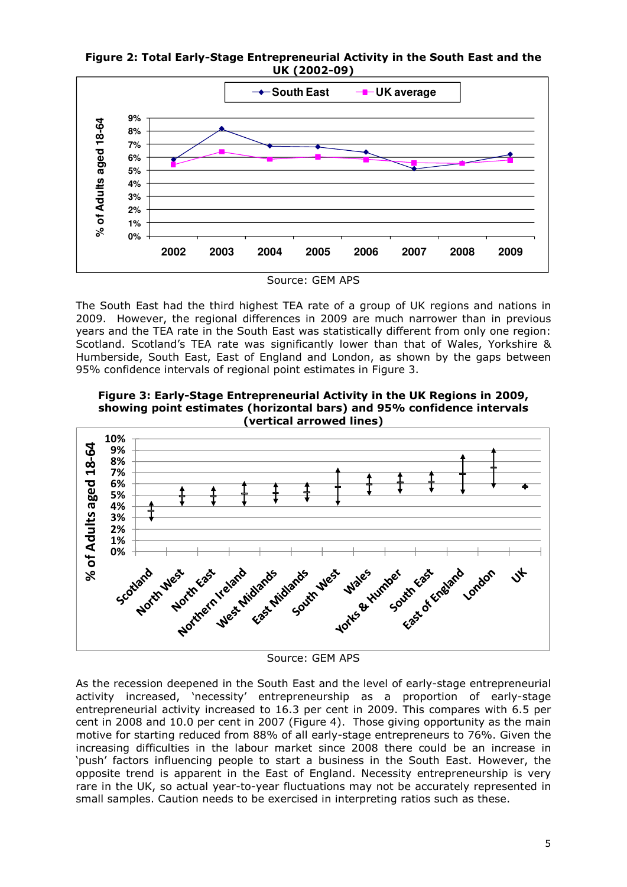**Figure 2: Total Early-Stage Entrepreneurial Activity in the South East and the UK (2002-09)**

Source: GEM APS

The South East had the third highest TEA rate of a group of UK regions and nations in 2009. However, the regional differences in 2009 are much narrower than in previous years and the TEA rate in the South East was statistically different from only one region: Scotland. Scotland's TEA rate was significantly lower than that of Wales, Yorkshire & Humberside, South East, East of England and London, as shown by the gaps between 95% confidence intervals of regional point estimates in Figure 3.

**Figure 3: Early-Stage Entrepreneurial Activity in the UK Regions in 2009, showing point estimates (horizontal bars) and 95% confidence intervals (vertical arrowed lines)**

Source: GEM APS

As the recession deepened in the South East and the level of early-stage entrepreneurial activity increased, 'necessity' entrepreneurship as a proportion of early-stage entrepreneurial activity increased to 16.3 per cent in 2009. This compares with 6.5 per cent in 2008 and 10.0 per cent in 2007 (Figure 4). Those giving opportunity as the main motive for starting reduced from 88% of all early-stage entrepreneurs to 76%. Given the increasing difficulties in the labour market since 2008 there could be an increase in 'push' factors influencing people to start a business in the South East. However, the opposite trend is apparent in the East of England. Necessity entrepreneurship is very rare in the UK, so actual year-to-year fluctuations may not be accurately represented in small samples. Caution needs to be exercised in interpreting ratios such as these.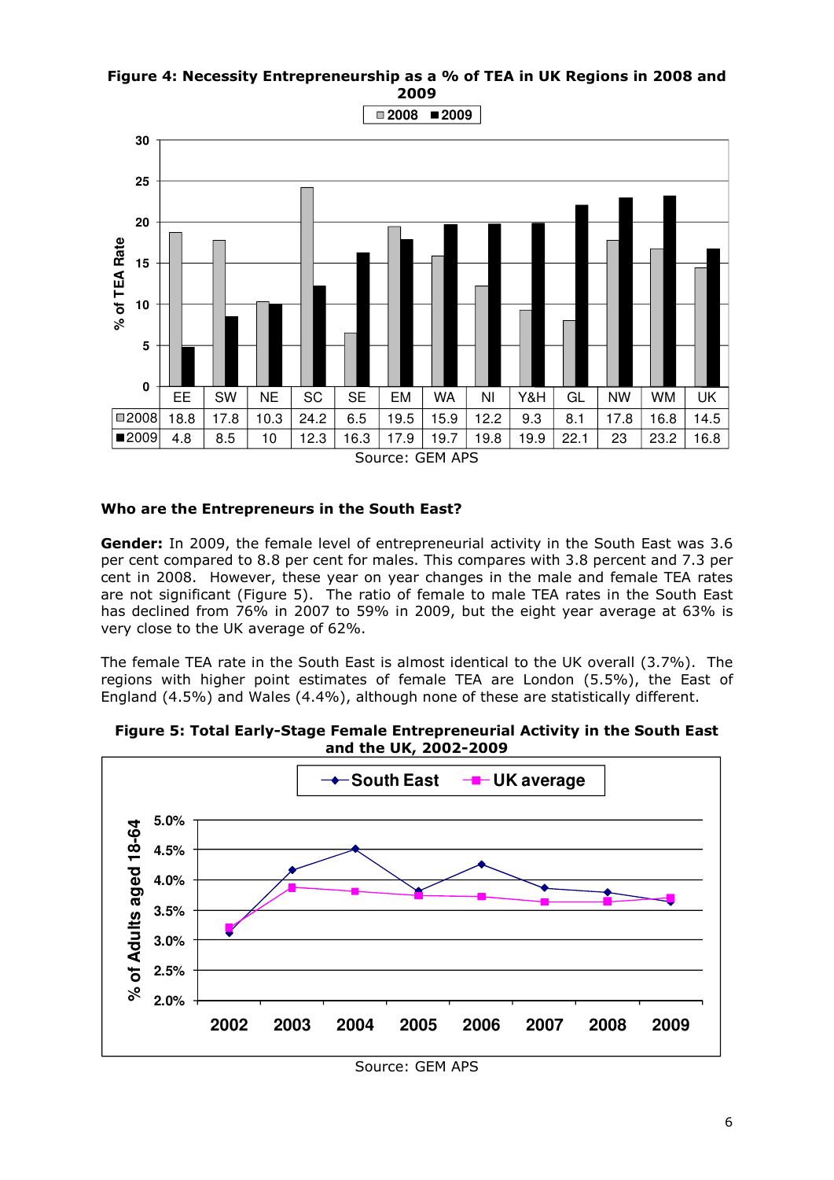**Figure 4: Necessity Entrepreneurship as a % of TEA in UK Regions in 2008 and 2009**

| | EE | SW | NE | SC | SE | EM | WA | NI | Y&H | GL | NW | WM | UK |
|---|---|---|---|---|---|---|---|---|---|---|---|---|---|
| 2008 | 18.8 | 17.8 | 10.3 | 24.2 | 6.5 | 19.5 | 15.9 | 12.2 | 9.3 | 8.1 | 17.8 | 16.8 | 14.5 |
| 2009 | 4.8 | 8.5 | 10 | 12.3 | 16.3 | 17.9 | 19.7 | 19.8 | 19.9 | 22.1 | 23 | 23.2 | 16.8 |

Source: GEM APS

### Who are the Entrepreneurs in the South East?

**Gender:** In 2009, the female level of entrepreneurial activity in the South East was 3.6 per cent compared to 8.8 per cent for males. This compares with 3.8 percent and 7.3 per cent in 2008. However, these year on year changes in the male and female TEA rates are not significant (Figure 5). The ratio of female to male TEA rates in the South East has declined from 76% in 2007 to 59% in 2009, but the eight year average at 63% is very close to the UK average of 62%.

The female TEA rate in the South East is almost identical to the UK overall (3.7%). The regions with higher point estimates of female TEA are London (5.5%), the East of England (4.5%) and Wales (4.4%), although none of these are statistically different.

**Figure 5: Total Early-Stage Female Entrepreneurial Activity in the South East and the UK, 2002-2009**

Source: GEM APS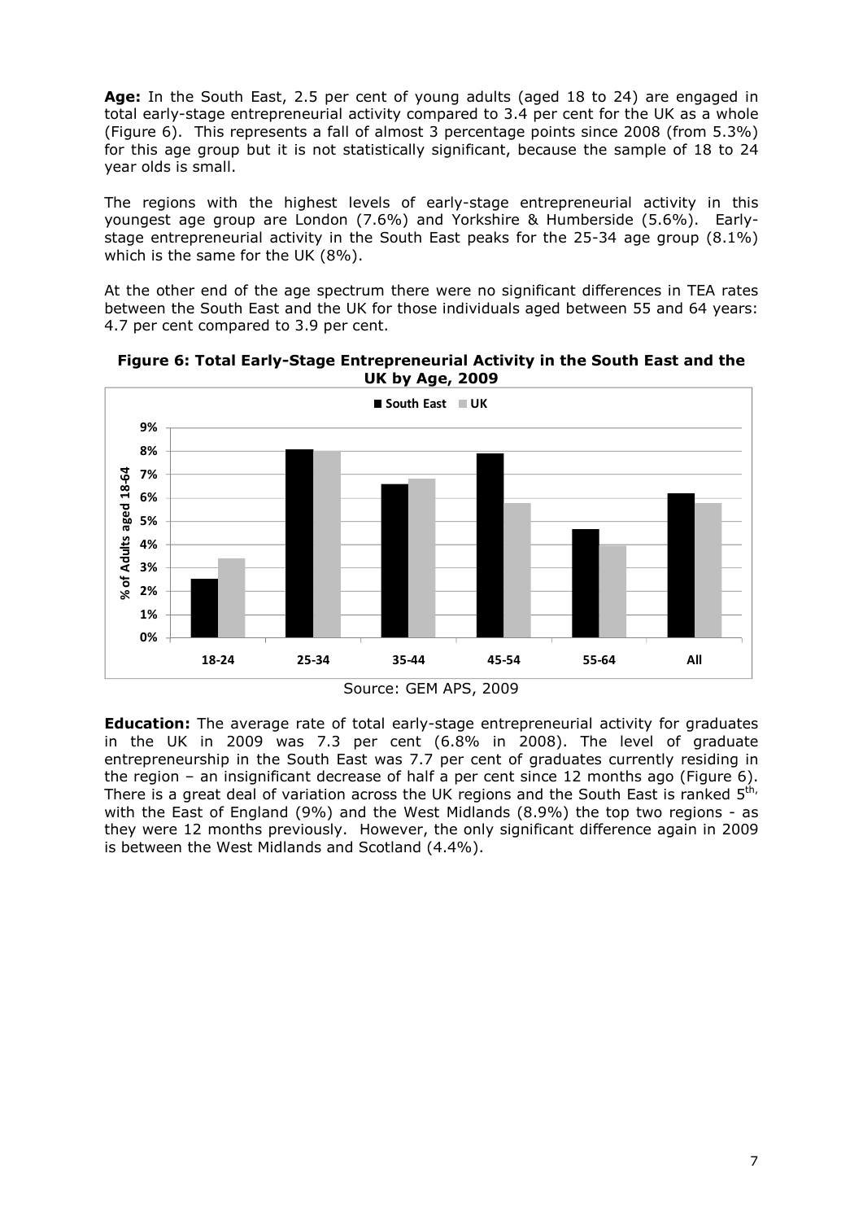**Age:** In the South East, 2.5 per cent of young adults (aged 18 to 24) are engaged in total early-stage entrepreneurial activity compared to 3.4 per cent for the UK as a whole (Figure 6). This represents a fall of almost 3 percentage points since 2008 (from 5.3%) for this age group but it is not statistically significant, because the sample of 18 to 24 year olds is small.

The regions with the highest levels of early-stage entrepreneurial activity in this youngest age group are London (7.6%) and Yorkshire & Humberside (5.6%). Early-stage entrepreneurial activity in the South East peaks for the 25-34 age group (8.1%) which is the same for the UK (8%).

At the other end of the age spectrum there were no significant differences in TEA rates between the South East and the UK for those individuals aged between 55 and 64 years: 4.7 per cent compared to 3.9 per cent.

**Figure 6: Total Early-Stage Entrepreneurial Activity in the South East and the UK by Age, 2009**

Source: GEM APS, 2009

**Education:** The average rate of total early-stage entrepreneurial activity for graduates in the UK in 2009 was 7.3 per cent (6.8% in 2008). The level of graduate entrepreneurship in the South East was 7.7 per cent of graduates currently residing in the region – an insignificant decrease of half a per cent since 12 months ago (Figure 6). There is a great deal of variation across the UK regions and the South East is ranked 5th, with the East of England (9%) and the West Midlands (8.9%) the top two regions - as they were 12 months previously. However, the only significant difference again in 2009 is between the West Midlands and Scotland (4.4%).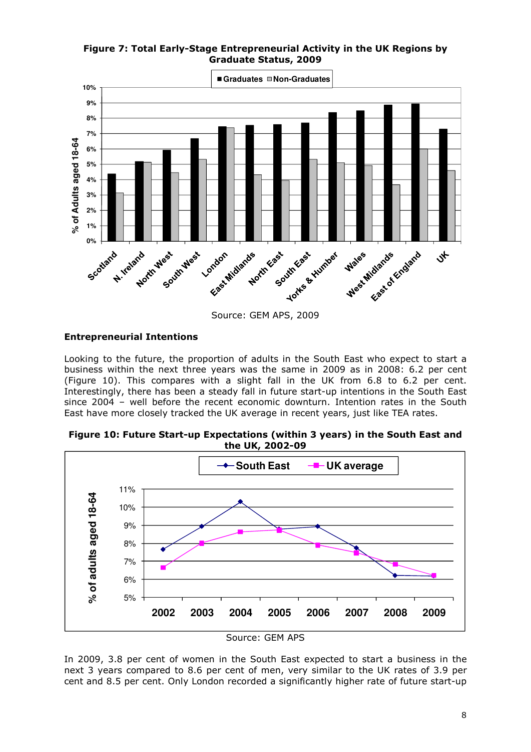**Figure 7: Total Early-Stage Entrepreneurial Activity in the UK Regions by Graduate Status, 2009**

Source: GEM APS, 2009

### Entrepreneurial Intentions

Looking to the future, the proportion of adults in the South East who expect to start a business within the next three years was the same in 2009 as in 2008: 6.2 per cent (Figure 10). This compares with a slight fall in the UK from 6.8 to 6.2 per cent. Interestingly, there has been a steady fall in future start-up intentions in the South East since 2004 – well before the recent economic downturn. Intention rates in the South East have more closely tracked the UK average in recent years, just like TEA rates.

**Figure 10: Future Start-up Expectations (within 3 years) in the South East and the UK, 2002-09**

Source: GEM APS

In 2009, 3.8 per cent of women in the South East expected to start a business in the next 3 years compared to 8.6 per cent of men, very similar to the UK rates of 3.9 per cent and 8.5 per cent. Only London recorded a significantly higher rate of future start-up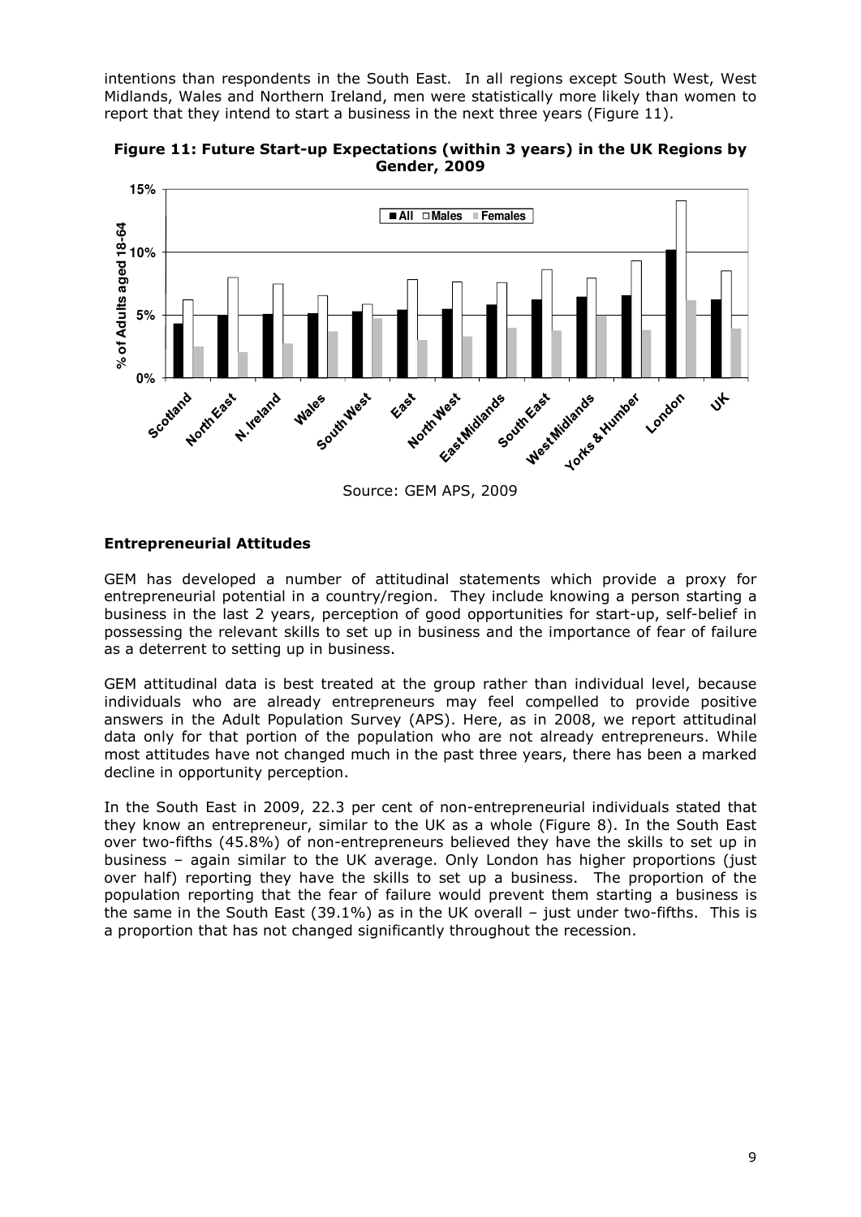intentions than respondents in the South East. In all regions except South West, West Midlands, Wales and Northern Ireland, men were statistically more likely than women to report that they intend to start a business in the next three years (Figure 11).

**Figure 11: Future Start-up Expectations (within 3 years) in the UK Regions by Gender, 2009**

Source: GEM APS, 2009

### Entrepreneurial Attitudes

GEM has developed a number of attitudinal statements which provide a proxy for entrepreneurial potential in a country/region. They include knowing a person starting a business in the last 2 years, perception of good opportunities for start-up, self-belief in possessing the relevant skills to set up in business and the importance of fear of failure as a deterrent to setting up in business.

GEM attitudinal data is best treated at the group rather than individual level, because individuals who are already entrepreneurs may feel compelled to provide positive answers in the Adult Population Survey (APS). Here, as in 2008, we report attitudinal data only for that portion of the population who are not already entrepreneurs. While most attitudes have not changed much in the past three years, there has been a marked decline in opportunity perception.

In the South East in 2009, 22.3 per cent of non-entrepreneurial individuals stated that they know an entrepreneur, similar to the UK as a whole (Figure 8). In the South East over two-fifths (45.8%) of non-entrepreneurs believed they have the skills to set up in business – again similar to the UK average. Only London has higher proportions (just over half) reporting they have the skills to set up a business. The proportion of the population reporting that the fear of failure would prevent them starting a business is the same in the South East (39.1%) as in the UK overall – just under two-fifths. This is a proportion that has not changed significantly throughout the recession.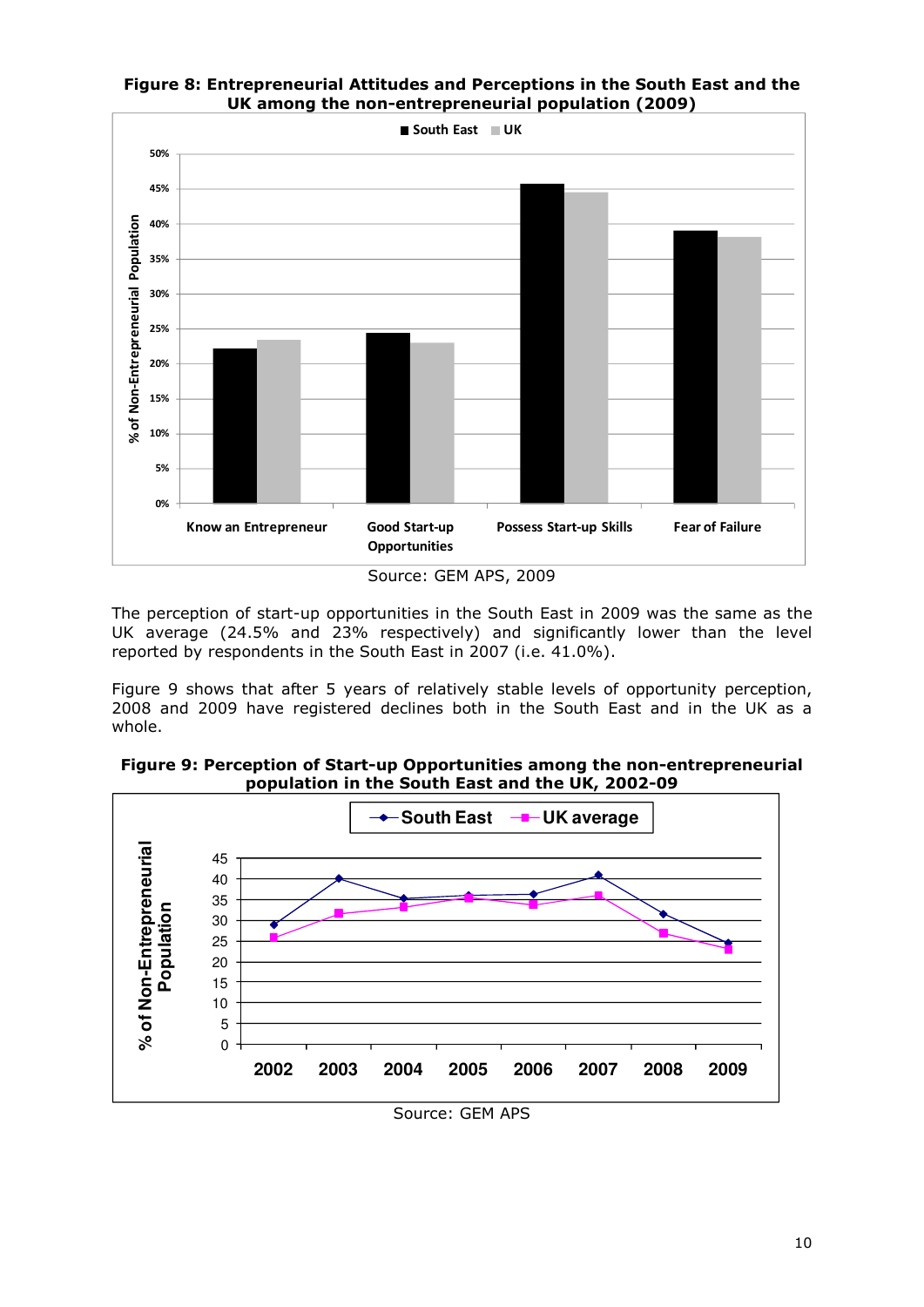**Figure 8: Entrepreneurial Attitudes and Perceptions in the South East and the UK among the non-entrepreneurial population (2009)**

Source: GEM APS, 2009

The perception of start-up opportunities in the South East in 2009 was the same as the UK average (24.5% and 23% respectively) and significantly lower than the level reported by respondents in the South East in 2007 (i.e. 41.0%).

Figure 9 shows that after 5 years of relatively stable levels of opportunity perception, 2008 and 2009 have registered declines both in the South East and in the UK as a whole.

**Figure 9: Perception of Start-up Opportunities among the non-entrepreneurial population in the South East and the UK, 2002-09**

Source: GEM APS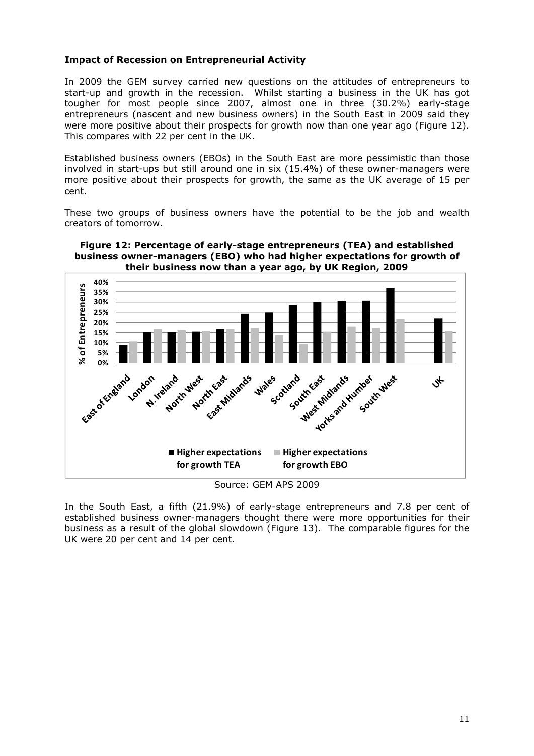**Impact of Recession on Entrepreneurial Activity**

In 2009 the GEM survey carried new questions on the attitudes of entrepreneurs to start-up and growth in the recession. Whilst starting a business in the UK has got tougher for most people since 2007, almost one in three (30.2%) early-stage entrepreneurs (nascent and new business owners) in the South East in 2009 said they were more positive about their prospects for growth now than one year ago (Figure 12). This compares with 22 per cent in the UK.

Established business owners (EBOs) in the South East are more pessimistic than those involved in start-ups but still around one in six (15.4%) of these owner-managers were more positive about their prospects for growth, the same as the UK average of 15 per cent.

These two groups of business owners have the potential to be the job and wealth creators of tomorrow.

**Figure 12: Percentage of early-stage entrepreneurs (TEA) and established business owner-managers (EBO) who had higher expectations for growth of their business now than a year ago, by UK Region, 2009**

Source: GEM APS 2009

In the South East, a fifth (21.9%) of early-stage entrepreneurs and 7.8 per cent of established business owner-managers thought there were more opportunities for their business as a result of the global slowdown (Figure 13). The comparable figures for the UK were 20 per cent and 14 per cent.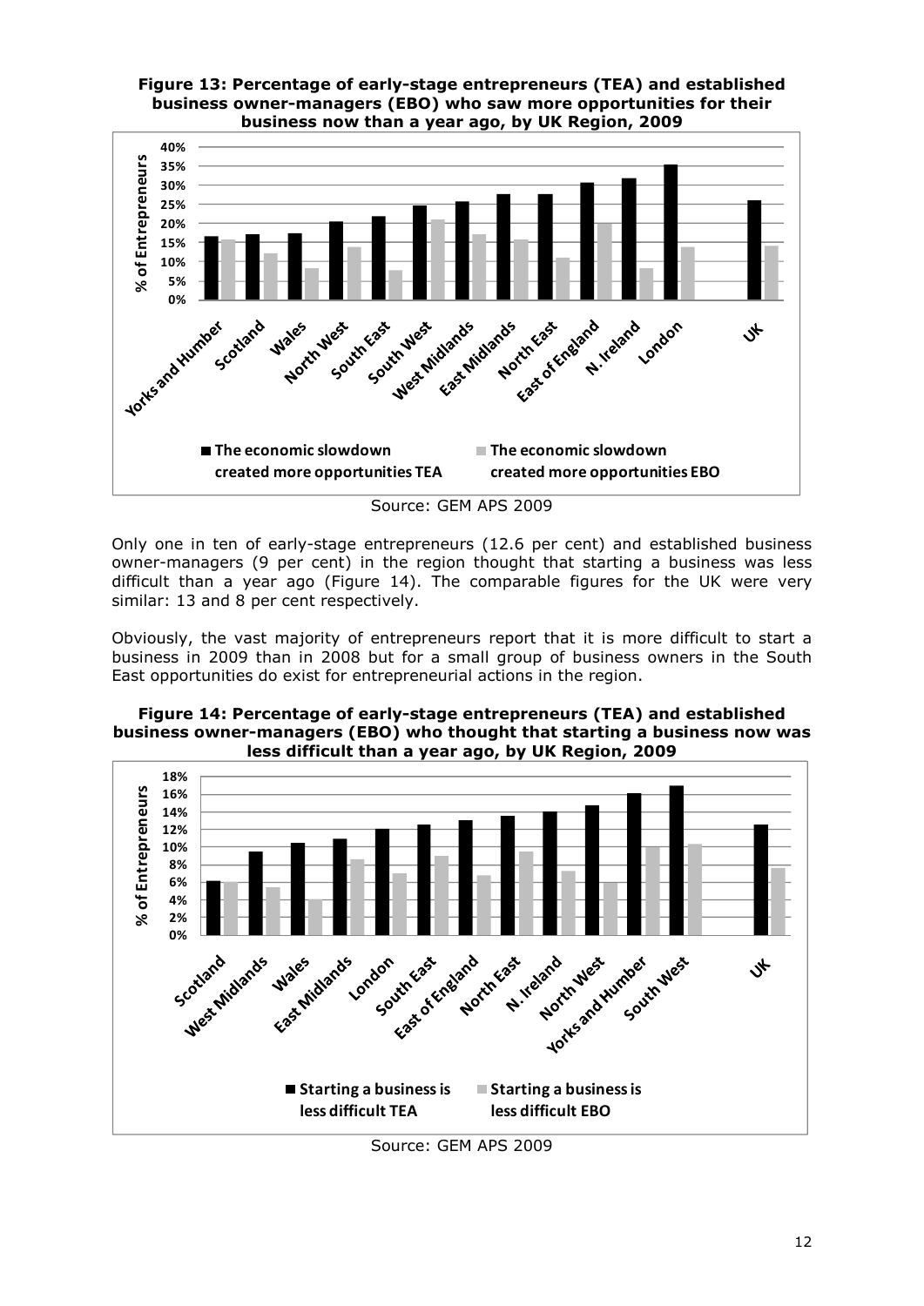**Figure 13: Percentage of early-stage entrepreneurs (TEA) and established business owner-managers (EBO) who saw more opportunities for their business now than a year ago, by UK Region, 2009**

Source: GEM APS 2009

Only one in ten of early-stage entrepreneurs (12.6 per cent) and established business owner-managers (9 per cent) in the region thought that starting a business was less difficult than a year ago (Figure 14). The comparable figures for the UK were very similar: 13 and 8 per cent respectively.

Obviously, the vast majority of entrepreneurs report that it is more difficult to start a business in 2009 than in 2008 but for a small group of business owners in the South East opportunities do exist for entrepreneurial actions in the region.

**Figure 14: Percentage of early-stage entrepreneurs (TEA) and established business owner-managers (EBO) who thought that starting a business now was less difficult than a year ago, by UK Region, 2009**

Source: GEM APS 2009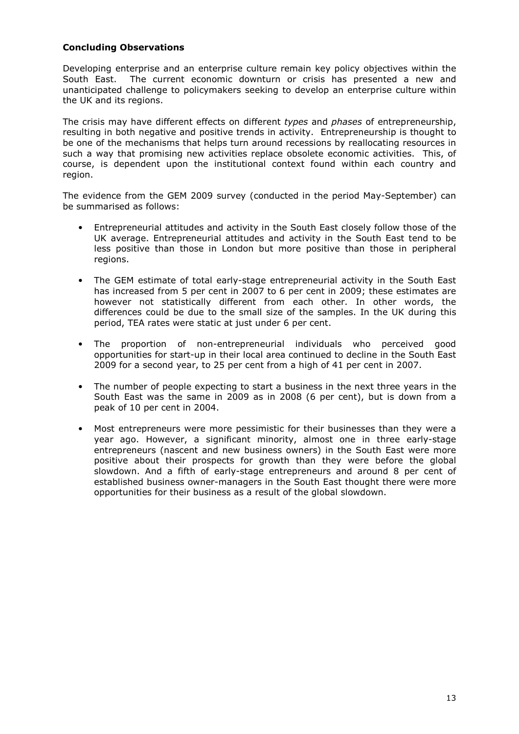**Concluding Observations**

Developing enterprise and an enterprise culture remain key policy objectives within the South East. The current economic downturn or crisis has presented a new and unanticipated challenge to policymakers seeking to develop an enterprise culture within the UK and its regions.

The crisis may have different effects on different *types* and *phases* of entrepreneurship, resulting in both negative and positive trends in activity. Entrepreneurship is thought to be one of the mechanisms that helps turn around recessions by reallocating resources in such a way that promising new activities replace obsolete economic activities. This, of course, is dependent upon the institutional context found within each country and region.

The evidence from the GEM 2009 survey (conducted in the period May-September) can be summarised as follows:

- Entrepreneurial attitudes and activity in the South East closely follow those of the UK average. Entrepreneurial attitudes and activity in the South East tend to be less positive than those in London but more positive than those in peripheral regions.
- The GEM estimate of total early-stage entrepreneurial activity in the South East has increased from 5 per cent in 2007 to 6 per cent in 2009; these estimates are however not statistically different from each other. In other words, the differences could be due to the small size of the samples. In the UK during this period, TEA rates were static at just under 6 per cent.
- The proportion of non-entrepreneurial individuals who perceived good opportunities for start-up in their local area continued to decline in the South East 2009 for a second year, to 25 per cent from a high of 41 per cent in 2007.
- The number of people expecting to start a business in the next three years in the South East was the same in 2009 as in 2008 (6 per cent), but is down from a peak of 10 per cent in 2004.
- Most entrepreneurs were more pessimistic for their businesses than they were a year ago. However, a significant minority, almost one in three early-stage entrepreneurs (nascent and new business owners) in the South East were more positive about their prospects for growth than they were before the global slowdown. And a fifth of early-stage entrepreneurs and around 8 per cent of established business owner-managers in the South East thought there were more opportunities for their business as a result of the global slowdown.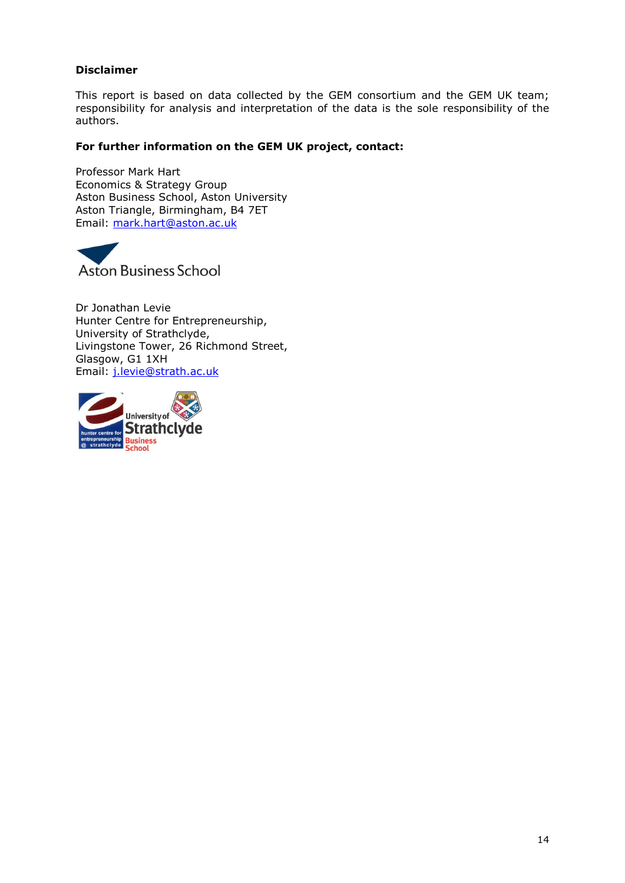**Disclaimer**

This report is based on data collected by the GEM consortium and the GEM UK team; responsibility for analysis and interpretation of the data is the sole responsibility of the authors.

**For further information on the GEM UK project, contact:**

Professor Mark Hart
Economics & Strategy Group
Aston Business School, Aston University
Aston Triangle, Birmingham, B4 7ET
Email: mark.hart@aston.ac.uk

Aston Business School

Dr Jonathan Levie
Hunter Centre for Entrepreneurship,
University of Strathclyde,
Livingstone Tower, 26 Richmond Street,
Glasgow, G1 1XH
Email: j.levie@strath.ac.uk

hunter centre for entrepreneurship @ strathclyde

University of Strathclyde Business School